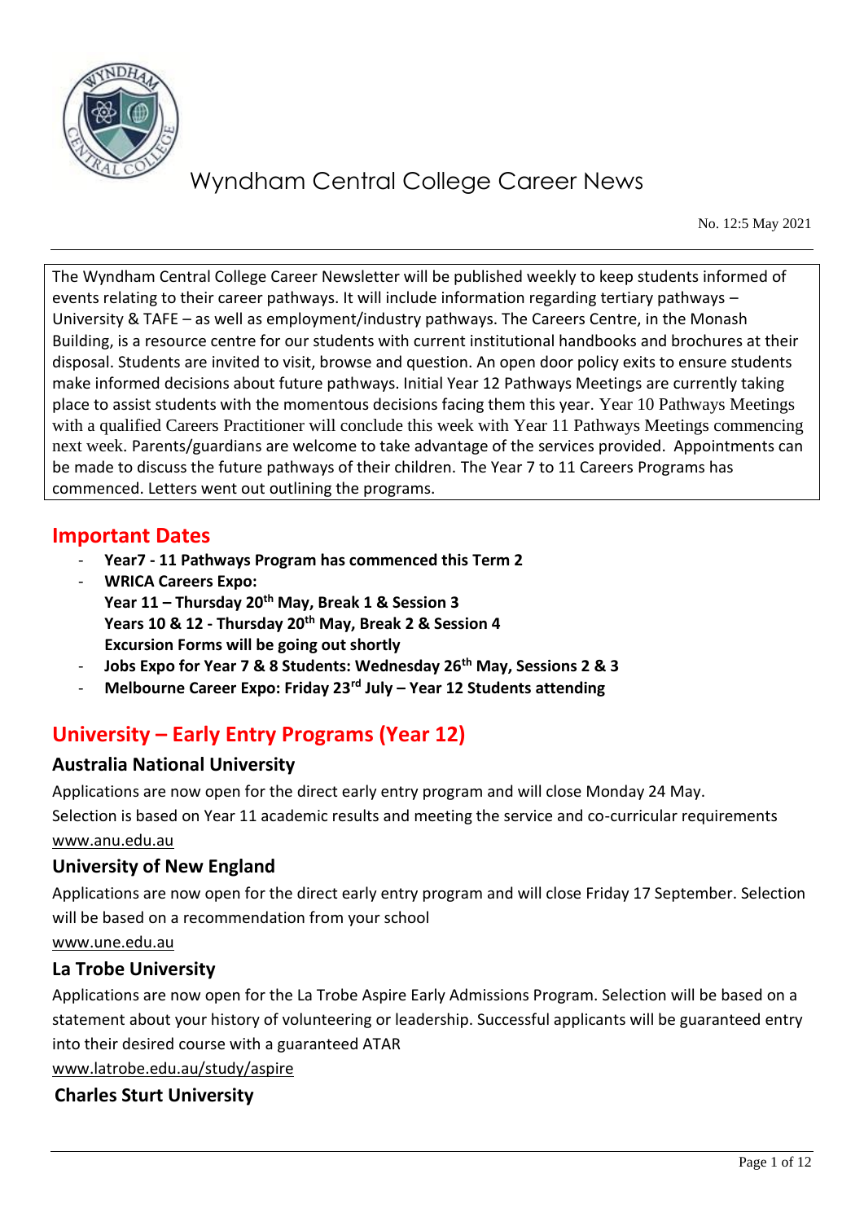# Wyndham Central College Career News

No. 12:5 May 2021

The Wyndham Central College Career Newsletter will be published weekly to keep students informed of events relating to their career pathways. It will include information regarding tertiary pathways – University & TAFE – as well as employment/industry pathways. The Careers Centre, in the Monash Building, is a resource centre for our students with current institutional handbooks and brochures at their disposal. Students are invited to visit, browse and question. An open door policy exits to ensure students make informed decisions about future pathways. Initial Year 12 Pathways Meetings are currently taking place to assist students with the momentous decisions facing them this year. Year 10 Pathways Meetings with a qualified Careers Practitioner will conclude this week with Year 11 Pathways Meetings commencing next week. Parents/guardians are welcome to take advantage of the services provided. Appointments can be made to discuss the future pathways of their children. The Year 7 to 11 Careers Programs has commenced. Letters went out outlining the programs.

## Important Dates

- **Year7 - 11 Pathways Program has commenced this Term 2**
- **WRICA Careers Expo:**
  **Year 11 – Thursday 20th May, Break 1 & Session 3**
  **Years 10 & 12 - Thursday 20th May, Break 2 & Session 4**
  **Excursion Forms will be going out shortly**
- **Jobs Expo for Year 7 & 8 Students: Wednesday 26th May, Sessions 2 & 3**
- **Melbourne Career Expo: Friday 23rd July – Year 12 Students attending**

## University – Early Entry Programs (Year 12)

### Australia National University

Applications are now open for the direct early entry program and will close Monday 24 May.
Selection is based on Year 11 academic results and meeting the service and co-curricular requirements
www.anu.edu.au

### University of New England

Applications are now open for the direct early entry program and will close Friday 17 September. Selection will be based on a recommendation from your school
www.une.edu.au

### La Trobe University

Applications are now open for the La Trobe Aspire Early Admissions Program. Selection will be based on a statement about your history of volunteering or leadership. Successful applicants will be guaranteed entry into their desired course with a guaranteed ATAR
www.latrobe.edu.au/study/aspire

### Charles Sturt University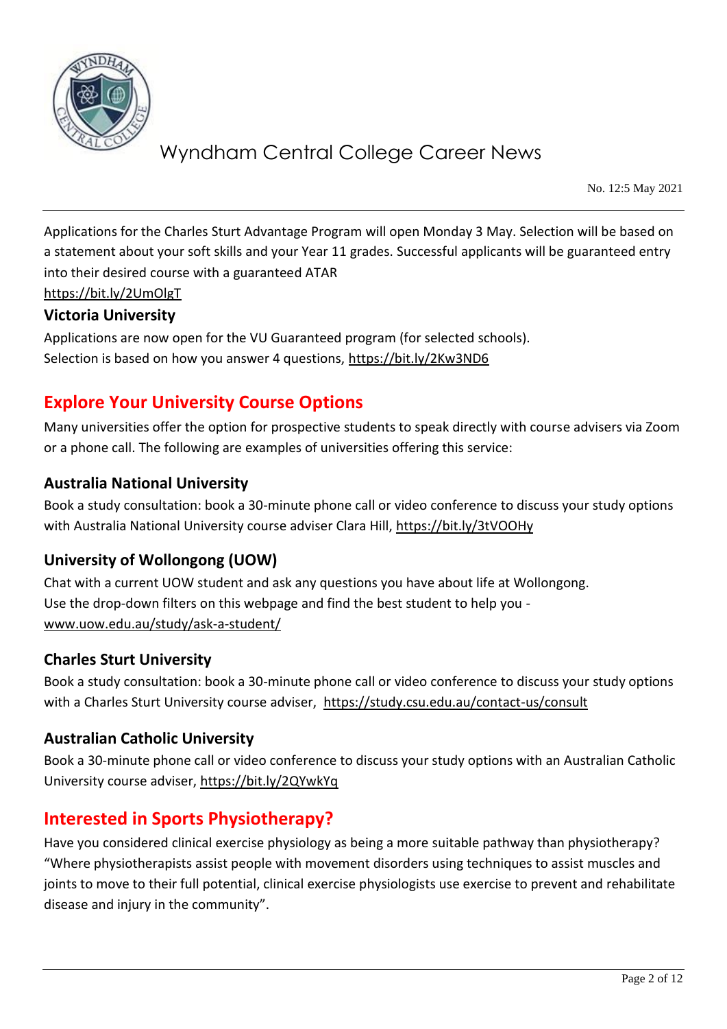Applications for the Charles Sturt Advantage Program will open Monday 3 May. Selection will be based on a statement about your soft skills and your Year 11 grades. Successful applicants will be guaranteed entry into their desired course with a guaranteed ATAR
https://bit.ly/2UmOlgT

### Victoria University

Applications are now open for the VU Guaranteed program (for selected schools).
Selection is based on how you answer 4 questions, https://bit.ly/2Kw3ND6

## Explore Your University Course Options

Many universities offer the option for prospective students to speak directly with course advisers via Zoom or a phone call. The following are examples of universities offering this service:

### Australia National University

Book a study consultation: book a 30-minute phone call or video conference to discuss your study options with Australia National University course adviser Clara Hill, https://bit.ly/3tVOOHy

### University of Wollongong (UOW)

Chat with a current UOW student and ask any questions you have about life at Wollongong.
Use the drop-down filters on this webpage and find the best student to help you - www.uow.edu.au/study/ask-a-student/

### Charles Sturt University

Book a study consultation: book a 30-minute phone call or video conference to discuss your study options with a Charles Sturt University course adviser, https://study.csu.edu.au/contact-us/consult

### Australian Catholic University

Book a 30-minute phone call or video conference to discuss your study options with an Australian Catholic University course adviser, https://bit.ly/2QYwkYq

## Interested in Sports Physiotherapy?

Have you considered clinical exercise physiology as being a more suitable pathway than physiotherapy? "Where physiotherapists assist people with movement disorders using techniques to assist muscles and joints to move to their full potential, clinical exercise physiologists use exercise to prevent and rehabilitate disease and injury in the community".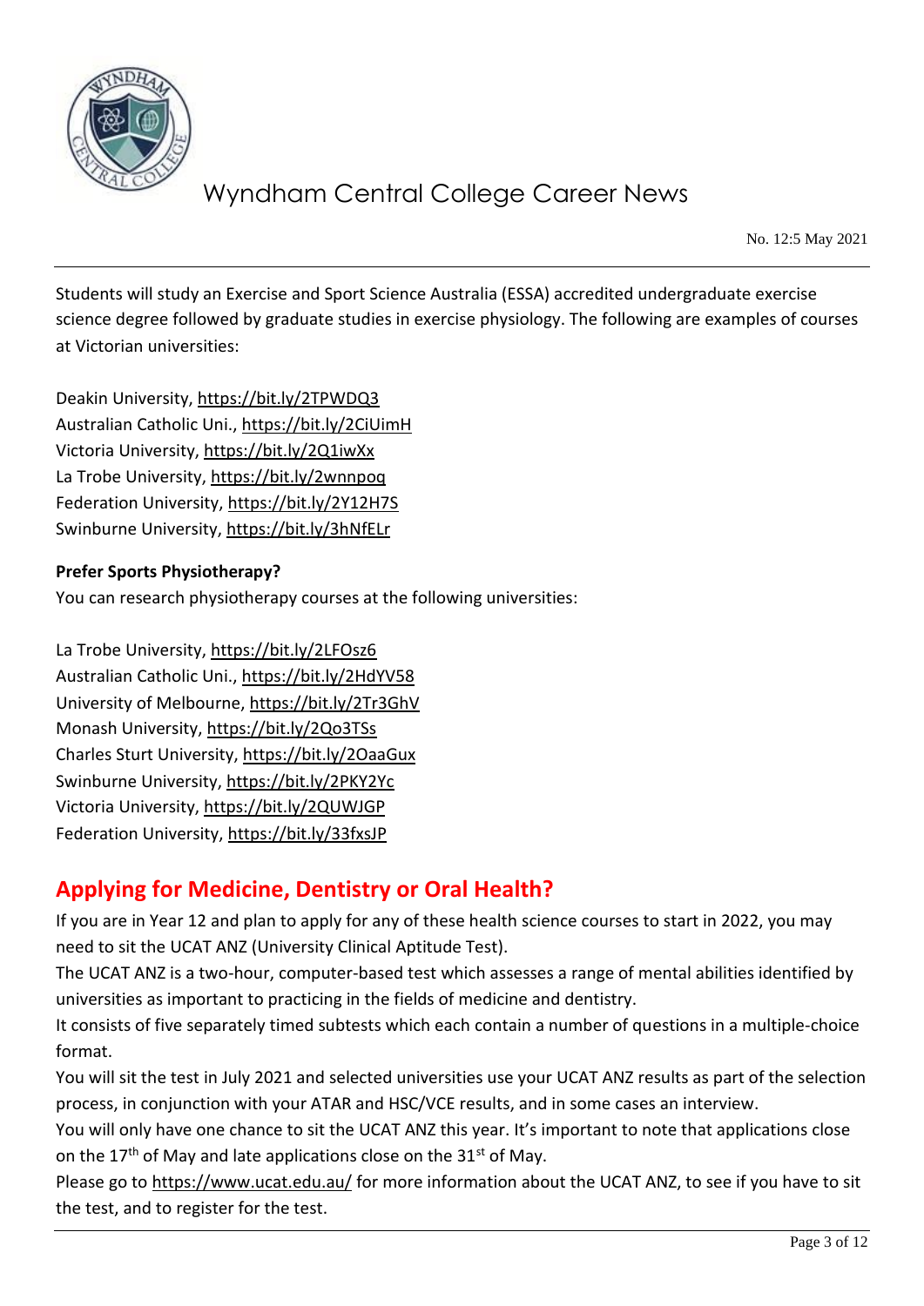Students will study an Exercise and Sport Science Australia (ESSA) accredited undergraduate exercise science degree followed by graduate studies in exercise physiology. The following are examples of courses at Victorian universities:

Deakin University, https://bit.ly/2TPWDQ3
Australian Catholic Uni., https://bit.ly/2CiUimH
Victoria University, https://bit.ly/2Q1iwXx
La Trobe University, https://bit.ly/2wnnpoq
Federation University, https://bit.ly/2Y12H7S
Swinburne University, https://bit.ly/3hNfELr

**Prefer Sports Physiotherapy?**

You can research physiotherapy courses at the following universities:

La Trobe University, https://bit.ly/2LFOsz6
Australian Catholic Uni., https://bit.ly/2HdYV58
University of Melbourne, https://bit.ly/2Tr3GhV
Monash University, https://bit.ly/2Qo3TSs
Charles Sturt University, https://bit.ly/2OaaGux
Swinburne University, https://bit.ly/2PKY2Yc
Victoria University, https://bit.ly/2QUWJGP
Federation University, https://bit.ly/33fxsJP

## Applying for Medicine, Dentistry or Oral Health?

If you are in Year 12 and plan to apply for any of these health science courses to start in 2022, you may need to sit the UCAT ANZ (University Clinical Aptitude Test).

The UCAT ANZ is a two-hour, computer-based test which assesses a range of mental abilities identified by universities as important to practicing in the fields of medicine and dentistry.

It consists of five separately timed subtests which each contain a number of questions in a multiple-choice format.

You will sit the test in July 2021 and selected universities use your UCAT ANZ results as part of the selection process, in conjunction with your ATAR and HSC/VCE results, and in some cases an interview.

You will only have one chance to sit the UCAT ANZ this year. It's important to note that applications close on the 17th of May and late applications close on the 31st of May.

Please go to https://www.ucat.edu.au/ for more information about the UCAT ANZ, to see if you have to sit the test, and to register for the test.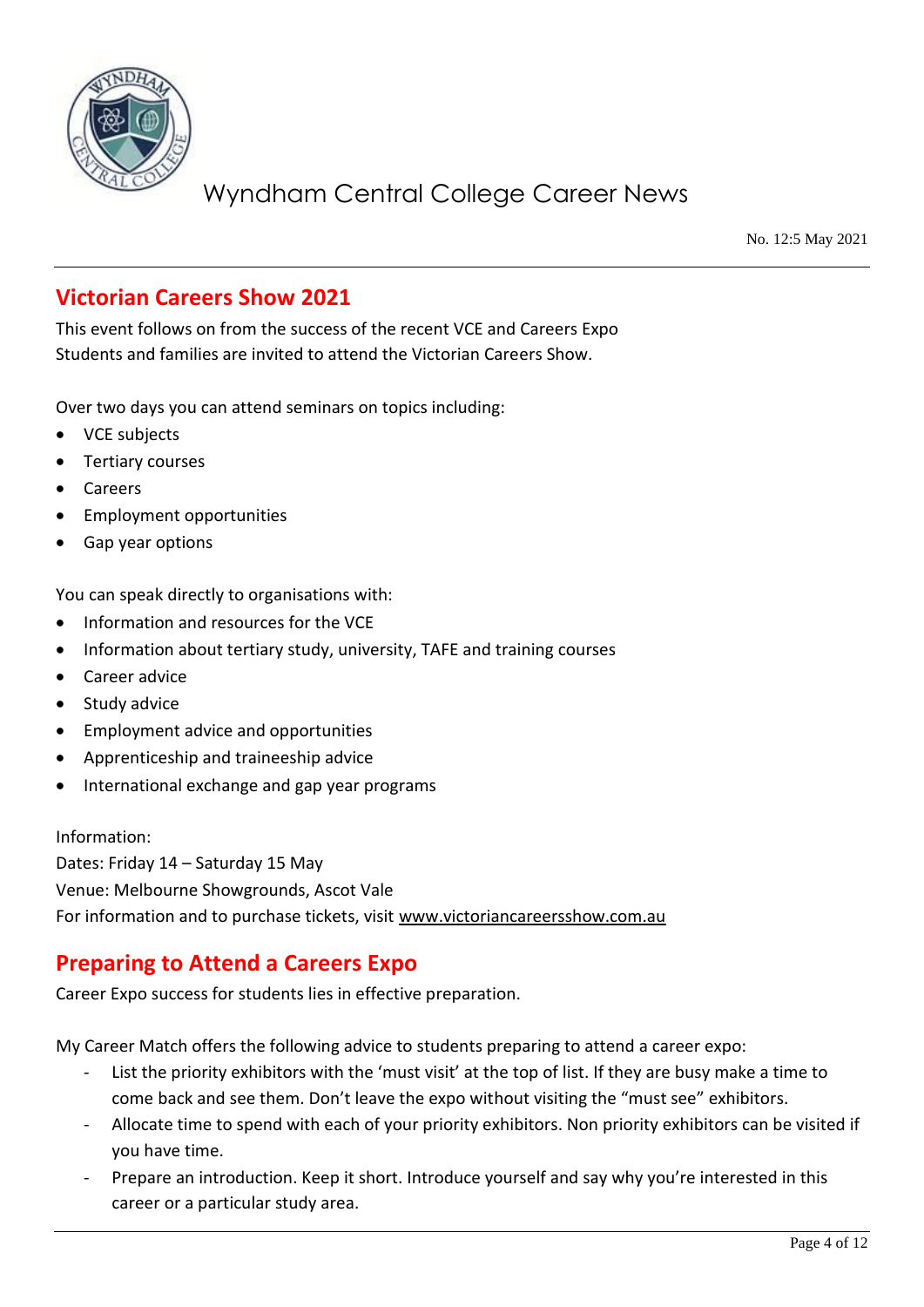## Victorian Careers Show 2021

This event follows on from the success of the recent VCE and Careers Expo
Students and families are invited to attend the Victorian Careers Show.

Over two days you can attend seminars on topics including:

- VCE subjects
- Tertiary courses
- Careers
- Employment opportunities
- Gap year options

You can speak directly to organisations with:

- Information and resources for the VCE
- Information about tertiary study, university, TAFE and training courses
- Career advice
- Study advice
- Employment advice and opportunities
- Apprenticeship and traineeship advice
- International exchange and gap year programs

Information:
Dates: Friday 14 – Saturday 15 May
Venue: Melbourne Showgrounds, Ascot Vale
For information and to purchase tickets, visit www.victoriancareersshow.com.au

## Preparing to Attend a Careers Expo

Career Expo success for students lies in effective preparation.

My Career Match offers the following advice to students preparing to attend a career expo:

- List the priority exhibitors with the 'must visit' at the top of list. If they are busy make a time to come back and see them. Don't leave the expo without visiting the "must see" exhibitors.
- Allocate time to spend with each of your priority exhibitors. Non priority exhibitors can be visited if you have time.
- Prepare an introduction. Keep it short. Introduce yourself and say why you're interested in this career or a particular study area.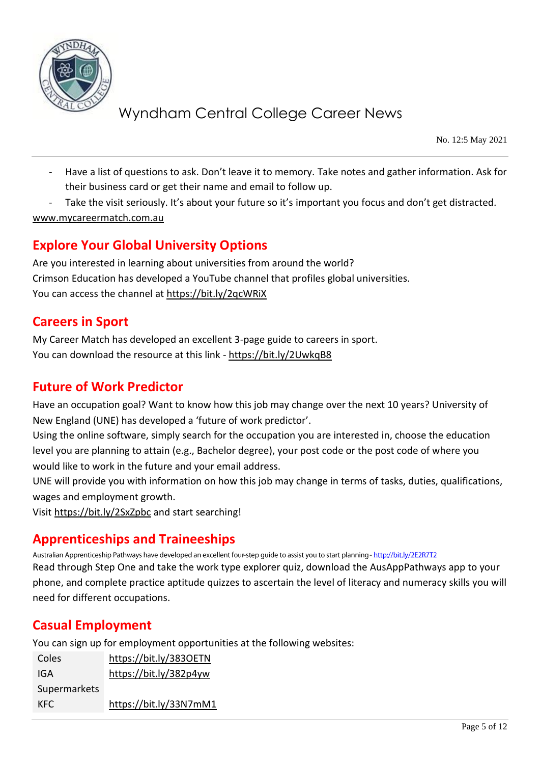- Have a list of questions to ask. Don't leave it to memory. Take notes and gather information. Ask for their business card or get their name and email to follow up.
- Take the visit seriously. It's about your future so it's important you focus and don't get distracted.

www.mycareermatch.com.au

## Explore Your Global University Options

Are you interested in learning about universities from around the world?
Crimson Education has developed a YouTube channel that profiles global universities.
You can access the channel at https://bit.ly/2qcWRiX

## Careers in Sport

My Career Match has developed an excellent 3-page guide to careers in sport.
You can download the resource at this link - https://bit.ly/2UwkqB8

## Future of Work Predictor

Have an occupation goal? Want to know how this job may change over the next 10 years? University of New England (UNE) has developed a 'future of work predictor'.
Using the online software, simply search for the occupation you are interested in, choose the education level you are planning to attain (e.g., Bachelor degree), your post code or the post code of where you would like to work in the future and your email address.
UNE will provide you with information on how this job may change in terms of tasks, duties, qualifications, wages and employment growth.
Visit https://bit.ly/2SxZpbc and start searching!

## Apprenticeships and Traineeships

Australian Apprenticeship Pathways have developed an excellent four-step guide to assist you to start planning - http://bit.ly/2E2R7T2
Read through Step One and take the work type explorer quiz, download the AusAppPathways app to your phone, and complete practice aptitude quizzes to ascertain the level of literacy and numeracy skills you will need for different occupations.

## Casual Employment

You can sign up for employment opportunities at the following websites:

| | |
|---|---|
| Coles | https://bit.ly/383OETN |
| IGA Supermarkets | https://bit.ly/382p4yw |
| KFC | https://bit.ly/33N7mM1 |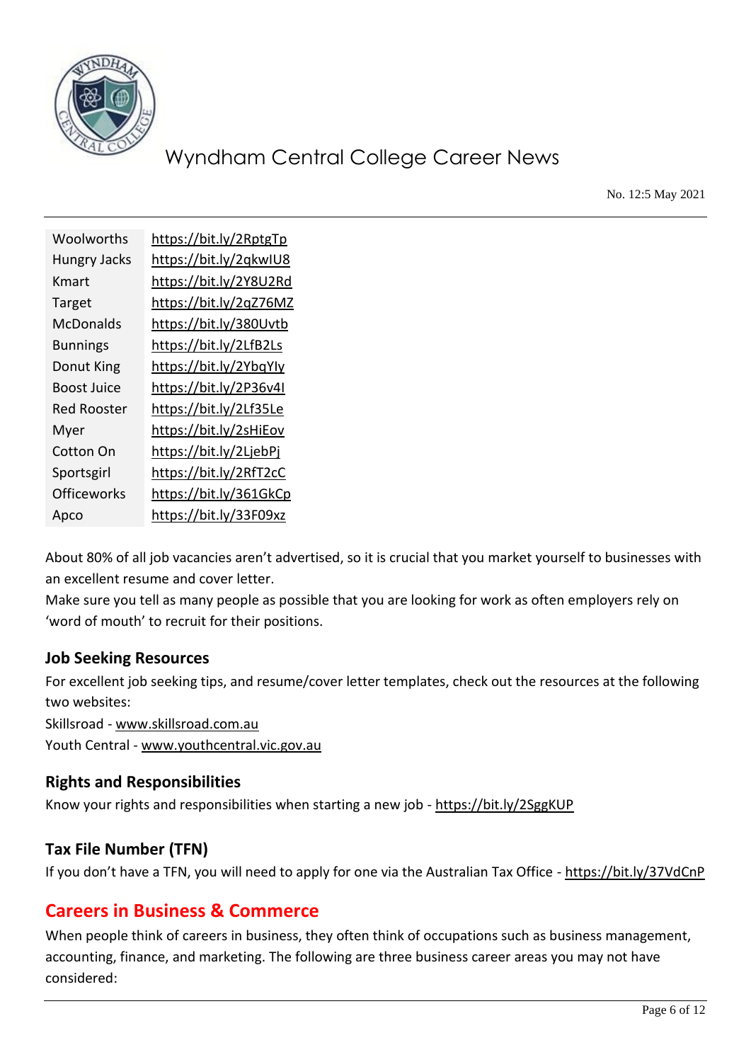| Woolworths | https://bit.ly/2RptgTp |
|---|---|
| Hungry Jacks | https://bit.ly/2qkwIU8 |
| Kmart | https://bit.ly/2Y8U2Rd |
| Target | https://bit.ly/2qZ76MZ |
| McDonalds | https://bit.ly/380Uvtb |
| Bunnings | https://bit.ly/2LfB2Ls |
| Donut King | https://bit.ly/2YbqYIy |
| Boost Juice | https://bit.ly/2P36v4I |
| Red Rooster | https://bit.ly/2Lf35Le |
| Myer | https://bit.ly/2sHiEov |
| Cotton On | https://bit.ly/2LjebPj |
| Sportsgirl | https://bit.ly/2RfT2cC |
| Officeworks | https://bit.ly/361GkCp |
| Apco | https://bit.ly/33F09xz |

About 80% of all job vacancies aren't advertised, so it is crucial that you market yourself to businesses with an excellent resume and cover letter.

Make sure you tell as many people as possible that you are looking for work as often employers rely on 'word of mouth' to recruit for their positions.

### Job Seeking Resources

For excellent job seeking tips, and resume/cover letter templates, check out the resources at the following two websites:

Skillsroad - www.skillsroad.com.au

Youth Central - www.youthcentral.vic.gov.au

### Rights and Responsibilities

Know your rights and responsibilities when starting a new job - https://bit.ly/2SggKUP

### Tax File Number (TFN)

If you don't have a TFN, you will need to apply for one via the Australian Tax Office - https://bit.ly/37VdCnP

## Careers in Business & Commerce

When people think of careers in business, they often think of occupations such as business management, accounting, finance, and marketing. The following are three business career areas you may not have considered: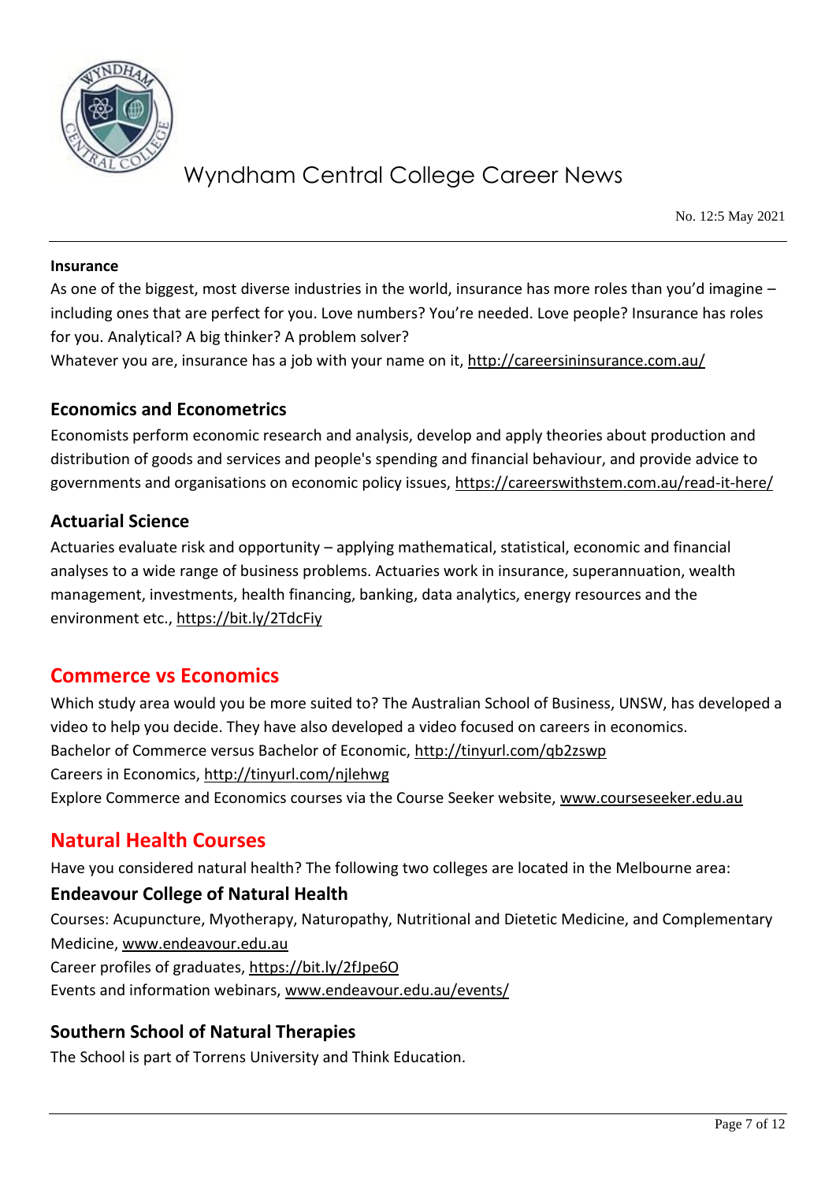### Insurance

As one of the biggest, most diverse industries in the world, insurance has more roles than you'd imagine – including ones that are perfect for you. Love numbers? You're needed. Love people? Insurance has roles for you. Analytical? A big thinker? A problem solver?
Whatever you are, insurance has a job with your name on it, http://careersininsurance.com.au/

### Economics and Econometrics

Economists perform economic research and analysis, develop and apply theories about production and distribution of goods and services and people's spending and financial behaviour, and provide advice to governments and organisations on economic policy issues, https://careerswithstem.com.au/read-it-here/

### Actuarial Science

Actuaries evaluate risk and opportunity – applying mathematical, statistical, economic and financial analyses to a wide range of business problems. Actuaries work in insurance, superannuation, wealth management, investments, health financing, banking, data analytics, energy resources and the environment etc., https://bit.ly/2TdcFiy

## Commerce vs Economics

Which study area would you be more suited to? The Australian School of Business, UNSW, has developed a video to help you decide. They have also developed a video focused on careers in economics.
Bachelor of Commerce versus Bachelor of Economic, http://tinyurl.com/qb2zswp
Careers in Economics, http://tinyurl.com/njlehwg
Explore Commerce and Economics courses via the Course Seeker website, www.courseseeker.edu.au

## Natural Health Courses

Have you considered natural health? The following two colleges are located in the Melbourne area:

### Endeavour College of Natural Health

Courses: Acupuncture, Myotherapy, Naturopathy, Nutritional and Dietetic Medicine, and Complementary Medicine, www.endeavour.edu.au
Career profiles of graduates, https://bit.ly/2fJpe6O
Events and information webinars, www.endeavour.edu.au/events/

### Southern School of Natural Therapies

The School is part of Torrens University and Think Education.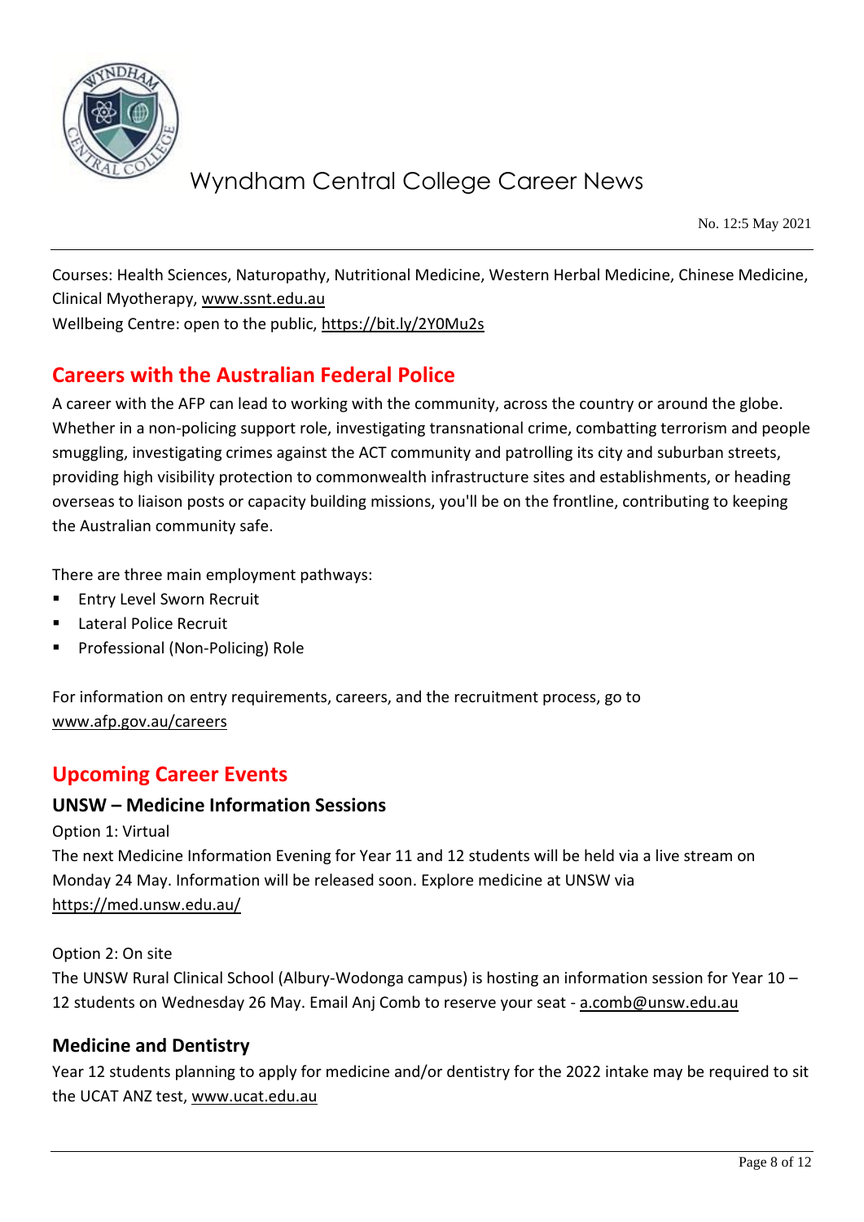Courses: Health Sciences, Naturopathy, Nutritional Medicine, Western Herbal Medicine, Chinese Medicine, Clinical Myotherapy, www.ssnt.edu.au
Wellbeing Centre: open to the public, https://bit.ly/2Y0Mu2s

## Careers with the Australian Federal Police

A career with the AFP can lead to working with the community, across the country or around the globe. Whether in a non-policing support role, investigating transnational crime, combatting terrorism and people smuggling, investigating crimes against the ACT community and patrolling its city and suburban streets, providing high visibility protection to commonwealth infrastructure sites and establishments, or heading overseas to liaison posts or capacity building missions, you'll be on the frontline, contributing to keeping the Australian community safe.

There are three main employment pathways:

- Entry Level Sworn Recruit
- Lateral Police Recruit
- Professional (Non-Policing) Role

For information on entry requirements, careers, and the recruitment process, go to www.afp.gov.au/careers

## Upcoming Career Events

### UNSW – Medicine Information Sessions

Option 1: Virtual
The next Medicine Information Evening for Year 11 and 12 students will be held via a live stream on Monday 24 May. Information will be released soon. Explore medicine at UNSW via https://med.unsw.edu.au/

Option 2: On site
The UNSW Rural Clinical School (Albury-Wodonga campus) is hosting an information session for Year 10 – 12 students on Wednesday 26 May. Email Anj Comb to reserve your seat - a.comb@unsw.edu.au

### Medicine and Dentistry

Year 12 students planning to apply for medicine and/or dentistry for the 2022 intake may be required to sit the UCAT ANZ test, www.ucat.edu.au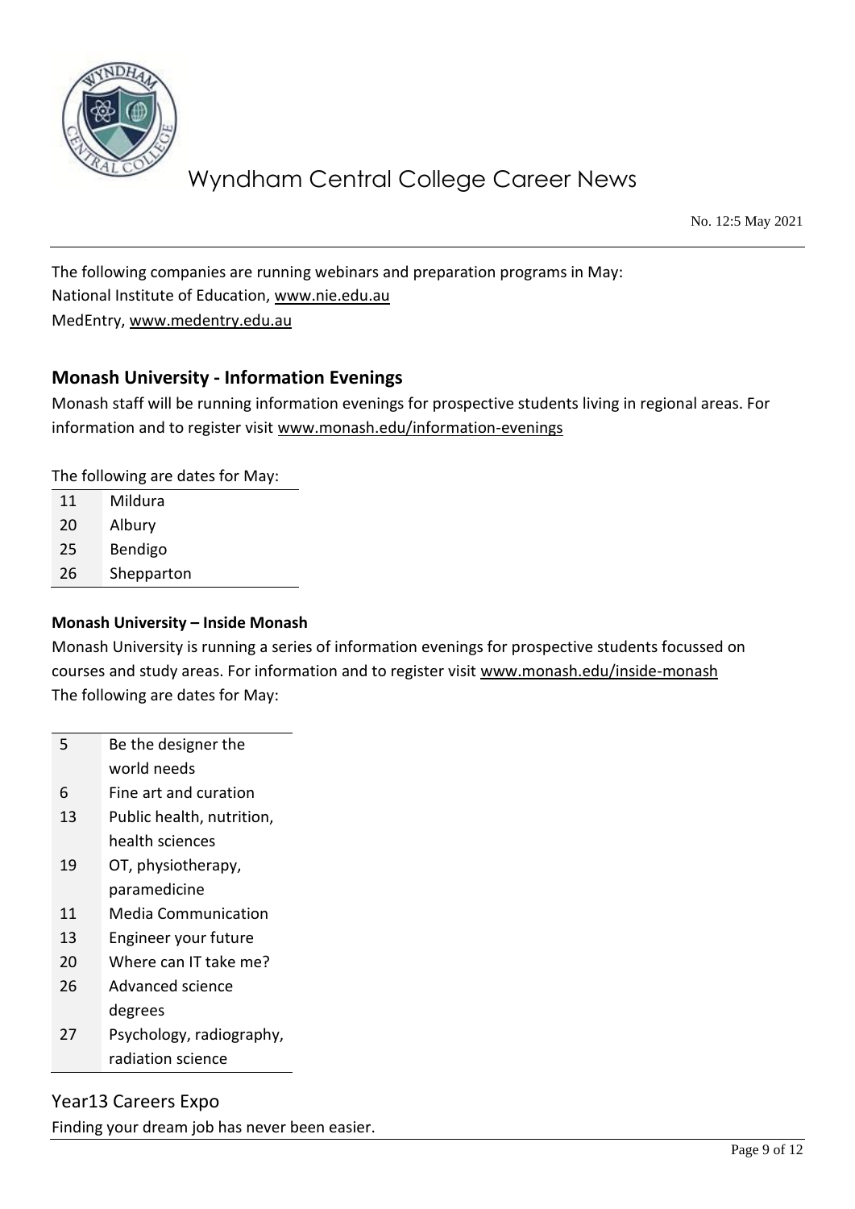The following companies are running webinars and preparation programs in May:
National Institute of Education, www.nie.edu.au
MedEntry, www.medentry.edu.au

## Monash University - Information Evenings

Monash staff will be running information evenings for prospective students living in regional areas. For information and to register visit www.monash.edu/information-evenings

The following are dates for May:

| | |
|---|---|
| 11 | Mildura |
| 20 | Albury |
| 25 | Bendigo |
| 26 | Shepparton |

#### Monash University – Inside Monash

Monash University is running a series of information evenings for prospective students focussed on courses and study areas. For information and to register visit www.monash.edu/inside-monash
The following are dates for May:

| | |
|---|---|
| 5 | Be the designer the world needs |
| 6 | Fine art and curation |
| 13 | Public health, nutrition, health sciences |
| 19 | OT, physiotherapy, paramedicine |
| 11 | Media Communication |
| 13 | Engineer your future |
| 20 | Where can IT take me? |
| 26 | Advanced science degrees |
| 27 | Psychology, radiography, radiation science |

### Year13 Careers Expo

Finding your dream job has never been easier.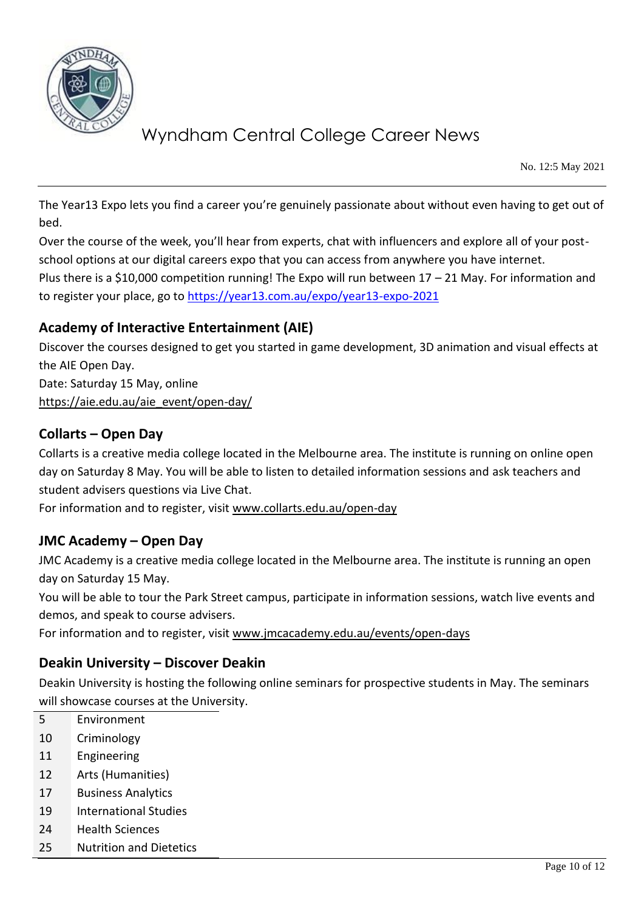The Year13 Expo lets you find a career you're genuinely passionate about without even having to get out of bed.

Over the course of the week, you'll hear from experts, chat with influencers and explore all of your post-school options at our digital careers expo that you can access from anywhere you have internet.

Plus there is a $10,000 competition running! The Expo will run between 17 – 21 May. For information and to register your place, go to https://year13.com.au/expo/year13-expo-2021

## Academy of Interactive Entertainment (AIE)

Discover the courses designed to get you started in game development, 3D animation and visual effects at the AIE Open Day.

Date: Saturday 15 May, online

https://aie.edu.au/aie_event/open-day/

## Collarts – Open Day

Collarts is a creative media college located in the Melbourne area. The institute is running on online open day on Saturday 8 May. You will be able to listen to detailed information sessions and ask teachers and student advisers questions via Live Chat.

For information and to register, visit www.collarts.edu.au/open-day

## JMC Academy – Open Day

JMC Academy is a creative media college located in the Melbourne area. The institute is running an open day on Saturday 15 May.

You will be able to tour the Park Street campus, participate in information sessions, watch live events and demos, and speak to course advisers.

For information and to register, visit www.jmcacademy.edu.au/events/open-days

## Deakin University – Discover Deakin

Deakin University is hosting the following online seminars for prospective students in May. The seminars will showcase courses at the University.

| | |
|---|---|
| 5 | Environment |
| 10 | Criminology |
| 11 | Engineering |
| 12 | Arts (Humanities) |
| 17 | Business Analytics |
| 19 | International Studies |
| 24 | Health Sciences |
| 25 | Nutrition and Dietetics |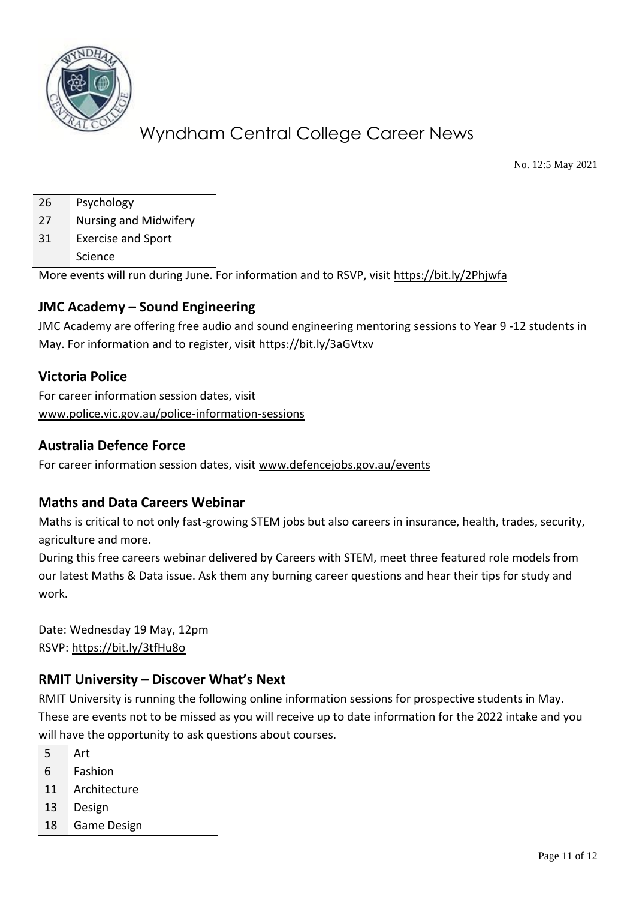| | |
|---|---|
| 26 | Psychology |
| 27 | Nursing and Midwifery |
| 31 | Exercise and Sport Science |

More events will run during June. For information and to RSVP, visit https://bit.ly/2Phjwfa

### JMC Academy – Sound Engineering

JMC Academy are offering free audio and sound engineering mentoring sessions to Year 9 -12 students in May. For information and to register, visit https://bit.ly/3aGVtxv

### Victoria Police

For career information session dates, visit www.police.vic.gov.au/police-information-sessions

### Australia Defence Force

For career information session dates, visit www.defencejobs.gov.au/events

### Maths and Data Careers Webinar

Maths is critical to not only fast-growing STEM jobs but also careers in insurance, health, trades, security, agriculture and more.

During this free careers webinar delivered by Careers with STEM, meet three featured role models from our latest Maths & Data issue. Ask them any burning career questions and hear their tips for study and work.

Date: Wednesday 19 May, 12pm
RSVP: https://bit.ly/3tfHu8o

### RMIT University – Discover What's Next

RMIT University is running the following online information sessions for prospective students in May. These are events not to be missed as you will receive up to date information for the 2022 intake and you will have the opportunity to ask questions about courses.

| | |
|---|---|
| 5 | Art |
| 6 | Fashion |
| 11 | Architecture |
| 13 | Design |
| 18 | Game Design |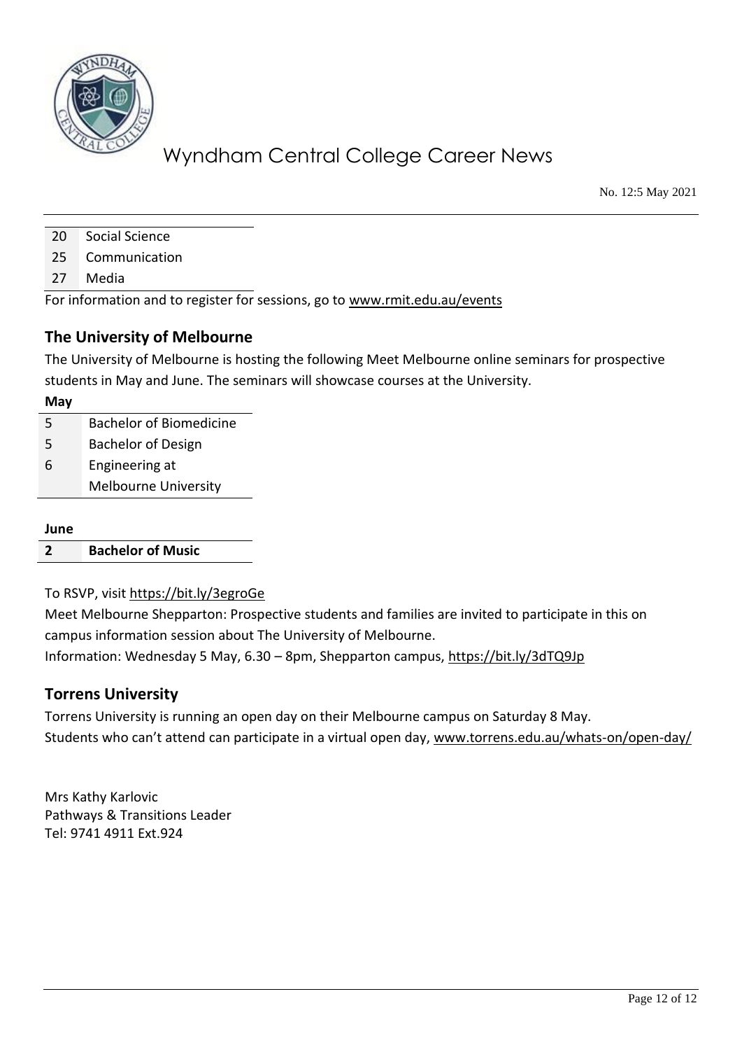| | |
|---|---|
| 20 | Social Science |
| 25 | Communication |
| 27 | Media |

For information and to register for sessions, go to www.rmit.edu.au/events

## The University of Melbourne

The University of Melbourne is hosting the following Meet Melbourne online seminars for prospective students in May and June. The seminars will showcase courses at the University.

**May**

| | |
|---|---|
| 5 | Bachelor of Biomedicine |
| 5 | Bachelor of Design |
| 6 | Engineering at Melbourne University |

**June**

| | |
|---|---|
| **2** | **Bachelor of Music** |

To RSVP, visit https://bit.ly/3egroGe

Meet Melbourne Shepparton: Prospective students and families are invited to participate in this on campus information session about The University of Melbourne.

Information: Wednesday 5 May, 6.30 – 8pm, Shepparton campus, https://bit.ly/3dTQ9Jp

## Torrens University

Torrens University is running an open day on their Melbourne campus on Saturday 8 May.
Students who can't attend can participate in a virtual open day, www.torrens.edu.au/whats-on/open-day/

Mrs Kathy Karlovic
Pathways & Transitions Leader
Tel: 9741 4911 Ext.924